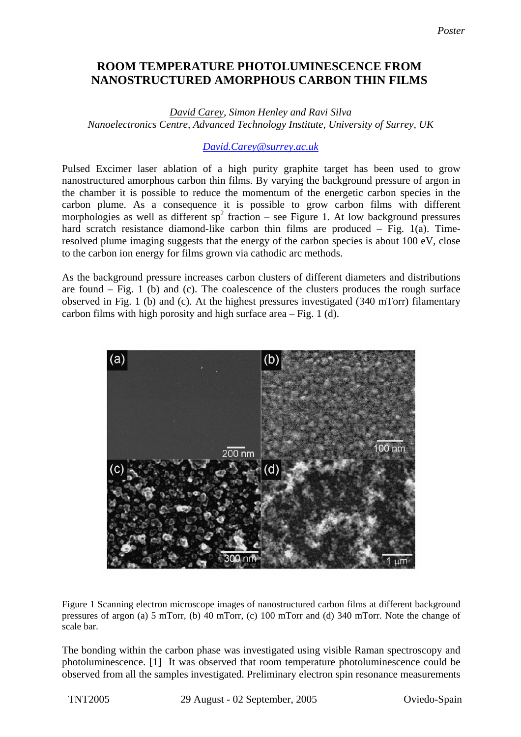*Poster*

# ROOM TEMPERATURE PHOTOLUMINESCENCE FROM NANOSTRUCTURED AMORPHOUS CARBON THIN FILMS

*David Carey, Simon Henley and Ravi Silva*
*Nanoelectronics Centre, Advanced Technology Institute, University of Surrey, UK*

David.Carey@surrey.ac.uk

Pulsed Excimer laser ablation of a high purity graphite target has been used to grow nanostructured amorphous carbon thin films. By varying the background pressure of argon in the chamber it is possible to reduce the momentum of the energetic carbon species in the carbon plume. As a consequence it is possible to grow carbon films with different morphologies as well as different $sp^2$ fraction – see Figure 1. At low background pressures hard scratch resistance diamond-like carbon thin films are produced – Fig. 1(a). Time-resolved plume imaging suggests that the energy of the carbon species is about 100 eV, close to the carbon ion energy for films grown via cathodic arc methods.

As the background pressure increases carbon clusters of different diameters and distributions are found – Fig. 1 (b) and (c). The coalescence of the clusters produces the rough surface observed in Fig. 1 (b) and (c). At the highest pressures investigated (340 mTorr) filamentary carbon films with high porosity and high surface area – Fig. 1 (d).

Figure 1 Scanning electron microscope images of nanostructured carbon films at different background pressures of argon (a) 5 mTorr, (b) 40 mTorr, (c) 100 mTorr and (d) 340 mTorr. Note the change of scale bar.

The bonding within the carbon phase was investigated using visible Raman spectroscopy and photoluminescence. [1] It was observed that room temperature photoluminescence could be observed from all the samples investigated. Preliminary electron spin resonance measurements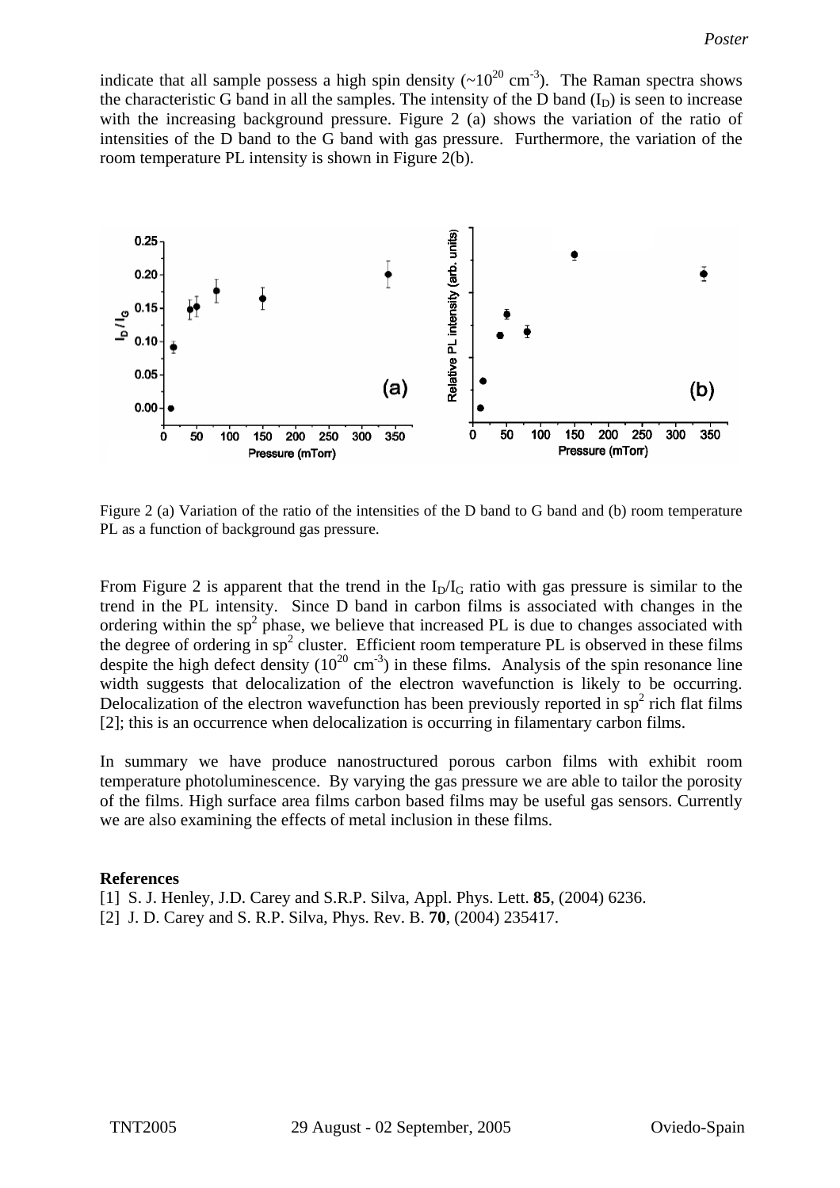indicate that all sample possess a high spin density (~$10^{20}$ $cm^{-3}$). The Raman spectra shows the characteristic G band in all the samples. The intensity of the D band ($I_D$) is seen to increase with the increasing background pressure. Figure 2 (a) shows the variation of the ratio of intensities of the D band to the G band with gas pressure. Furthermore, the variation of the room temperature PL intensity is shown in Figure 2(b).

$I_D / I_G$

0.25
0.20
0.15
0.10
0.05
0.00

0 50 100 150 200 250 300 350

Pressure (mTorr)

(a)

Relative PL intensity (arb. units)

0 50 100 150 200 250 300 350

Pressure (mTorr)

(b)

Figure 2 (a) Variation of the ratio of the intensities of the D band to G band and (b) room temperature PL as a function of background gas pressure.

From Figure 2 is apparent that the trend in the $I_D/I_G$ ratio with gas pressure is similar to the trend in the PL intensity. Since D band in carbon films is associated with changes in the ordering within the $sp^2$ phase, we believe that increased PL is due to changes associated with the degree of ordering in $sp^2$ cluster. Efficient room temperature PL is observed in these films despite the high defect density ($10^{20}$ $cm^{-3}$) in these films. Analysis of the spin resonance line width suggests that delocalization of the electron wavefunction is likely to be occurring. Delocalization of the electron wavefunction has been previously reported in $sp^2$ rich flat films [2]; this is an occurrence when delocalization is occurring in filamentary carbon films.

In summary we have produce nanostructured porous carbon films with exhibit room temperature photoluminescence. By varying the gas pressure we are able to tailor the porosity of the films. High surface area films carbon based films may be useful gas sensors. Currently we are also examining the effects of metal inclusion in these films.

**References**

[1] S. J. Henley, J.D. Carey and S.R.P. Silva, Appl. Phys. Lett. **85**, (2004) 6236.

[2] J. D. Carey and S. R.P. Silva, Phys. Rev. B. **70**, (2004) 235417.